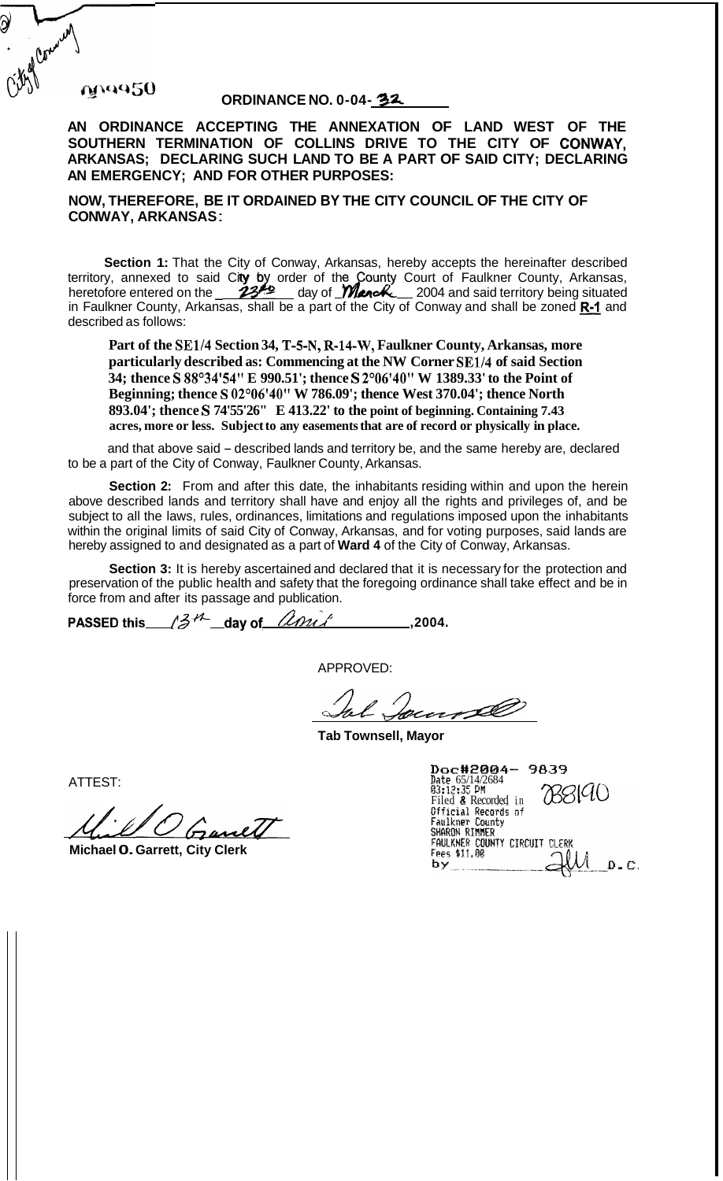City of Conway

000950

**ORDINANCE NO. 0-04-32**

**AN ORDINANCE ACCEPTING THE ANNEXATION OF LAND WEST OF THE SOUTHERN TERMINATION OF COLLINS DRIVE TO THE CITY OF CONWAY, ARKANSAS; DECLARING SUCH LAND TO BE A PART OF SAID CITY; DECLARING AN EMERGENCY; AND FOR OTHER PURPOSES:**

**NOW, THEREFORE, BE IT ORDAINED BY THE CITY COUNCIL OF THE CITY OF CONWAY, ARKANSAS:**

**Section 1:** That the City of Conway, Arkansas, hereby accepts the hereinafter described territory, annexed to said City by order of the County Court of Faulkner County, Arkansas, heretofore entered on the 23rd day of March 2004 and said territory being situated in Faulkner County, Arkansas, shall be a part of the City of Conway and shall be zoned **R-1** and described as follows:

**Part of the SE1/4 Section 34, T-5-N, R-14-W, Faulkner County, Arkansas, more particularly described as: Commencing at the NW Corner SE1/4 of said Section 34; thence S 88°34'54" E 990.51'; thence S 2°06'40" W 1389.33' to the Point of Beginning; thence S 02°06'40" W 786.09'; thence West 370.04'; thence North 893.04'; thence S 74'55'26" E 413.22' to the point of beginning. Containing 7.43 acres, more or less. Subject to any easements that are of record or physically in place.**

and that above said – described lands and territory be, and the same hereby are, declared to be a part of the City of Conway, Faulkner County, Arkansas.

**Section 2:** From and after this date, the inhabitants residing within and upon the herein above described lands and territory shall have and enjoy all the rights and privileges of, and be subject to all the laws, rules, ordinances, limitations and regulations imposed upon the inhabitants within the original limits of said City of Conway, Arkansas, and for voting purposes, said lands are hereby assigned to and designated as a part of **Ward 4** of the City of Conway, Arkansas.

**Section 3:** It is hereby ascertained and declared that it is necessary for the protection and preservation of the public health and safety that the foregoing ordinance shall take effect and be in force from and after its passage and publication.

**PASSED this 13th day of April, 2004.**

APPROVED:

**Tab Townsell, Mayor**

ATTEST:

**Michael O. Garrett, City Clerk**

Doc#2004- 9839
Date 05/14/2004
03:12:35 PM
Filed & Recorded in
Official Records of
Faulkner County
SHARON RIMMER
FAULKNER COUNTY CIRCUIT CLERK
Fees $11.00
by ________ D.C.

788190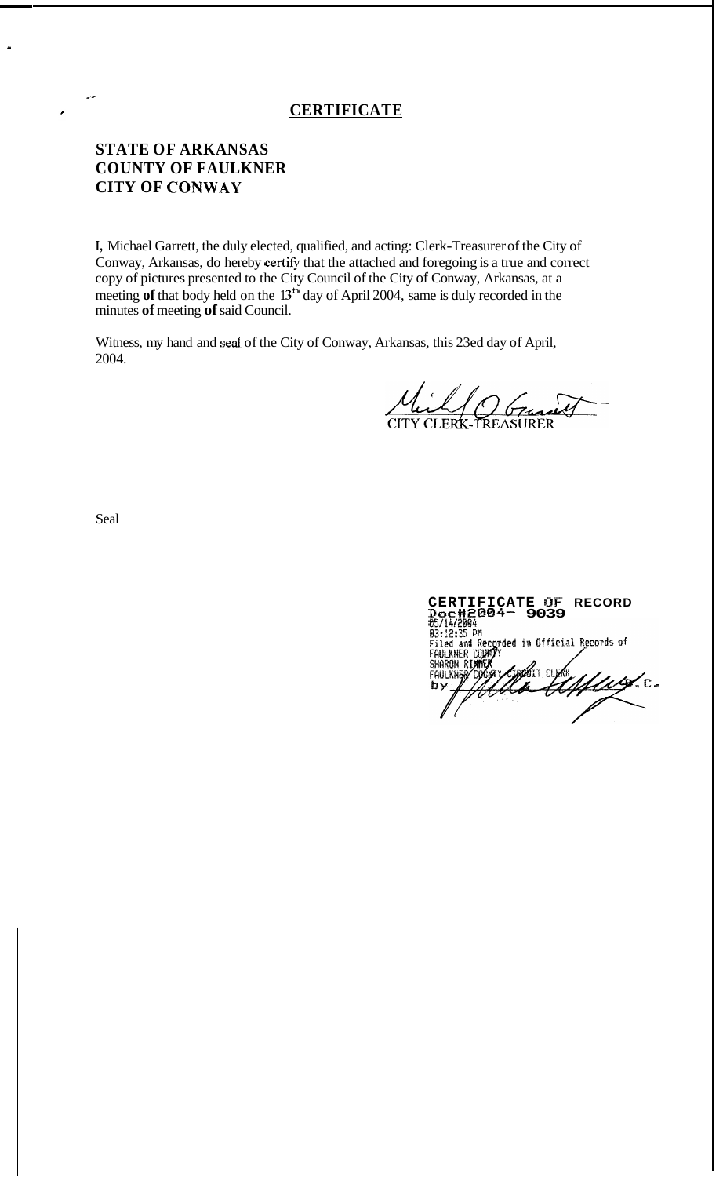# CERTIFICATE

**STATE OF ARKANSAS**
**COUNTY OF FAULKNER**
**CITY OF CONWAY**

I, Michael Garrett, the duly elected, qualified, and acting: Clerk-Treasurer of the City of Conway, Arkansas, do hereby certify that the attached and foregoing is a true and correct copy of pictures presented to the City Council of the City of Conway, Arkansas, at a meeting **of** that body held on the 13th day of April 2004, same is duly recorded in the minutes **of** meeting **of** said Council.

Witness, my hand and seal of the City of Conway, Arkansas, this 23ed day of April, 2004.

CITY CLERK-TREASURER

Seal

**CERTIFICATE OF RECORD**
**Doc#2004- 9039**
05/14/2004
03:12:35 PM
Filed and Recorded in Official Records of
FAULKNER COUNTY
SHARON RIMMER
FAULKNER COUNTY CIRCUIT CLERK
by D.C.